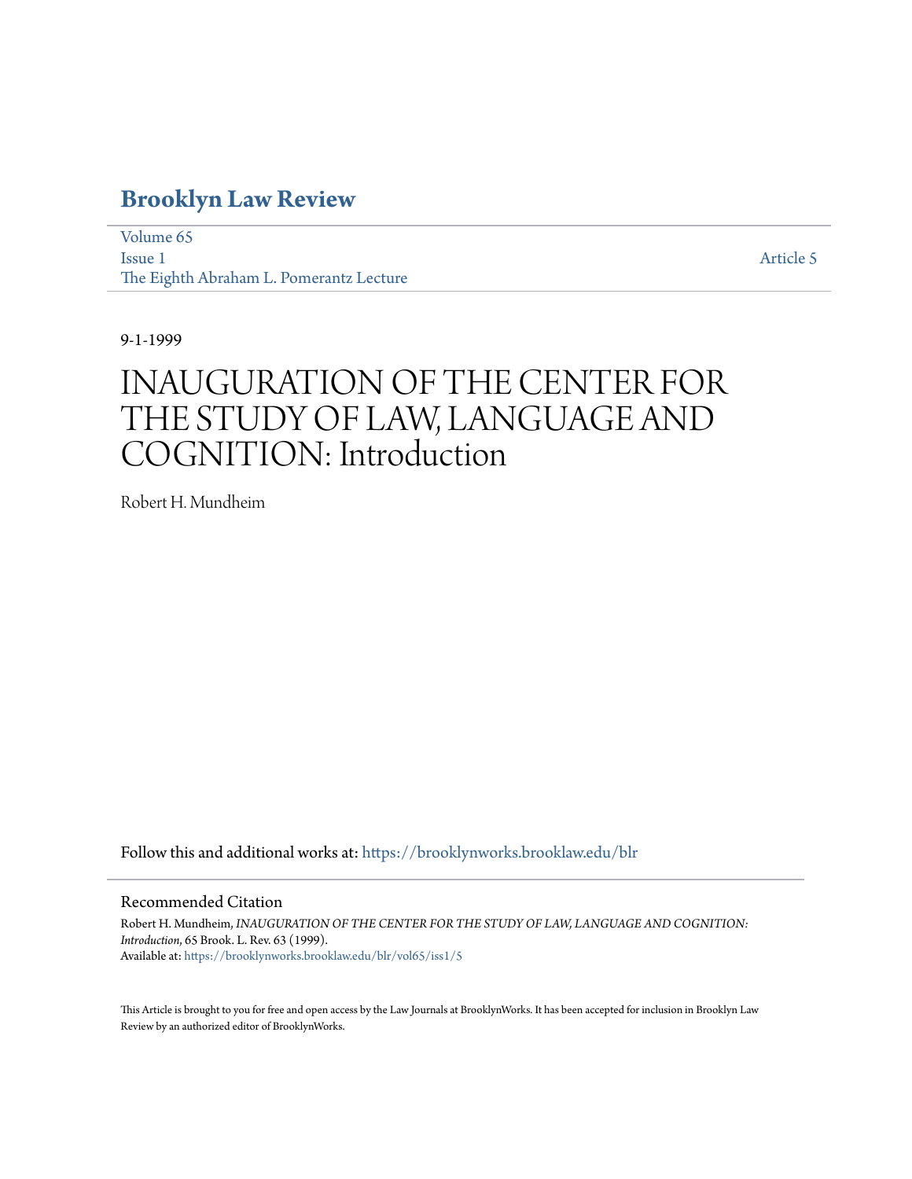# Brooklyn Law Review

Volume 65
Issue 1
The Eighth Abraham L. Pomerantz Lecture

Article 5

9-1-1999

# INAUGURATION OF THE CENTER FOR THE STUDY OF LAW, LANGUAGE AND COGNITION: Introduction

Robert H. Mundheim

Follow this and additional works at: https://brooklynworks.brooklaw.edu/blr

## Recommended Citation

Robert H. Mundheim, *INAUGURATION OF THE CENTER FOR THE STUDY OF LAW, LANGUAGE AND COGNITION: Introduction*, 65 Brook. L. Rev. 63 (1999).
Available at: https://brooklynworks.brooklaw.edu/blr/vol65/iss1/5

This Article is brought to you for free and open access by the Law Journals at BrooklynWorks. It has been accepted for inclusion in Brooklyn Law Review by an authorized editor of BrooklynWorks.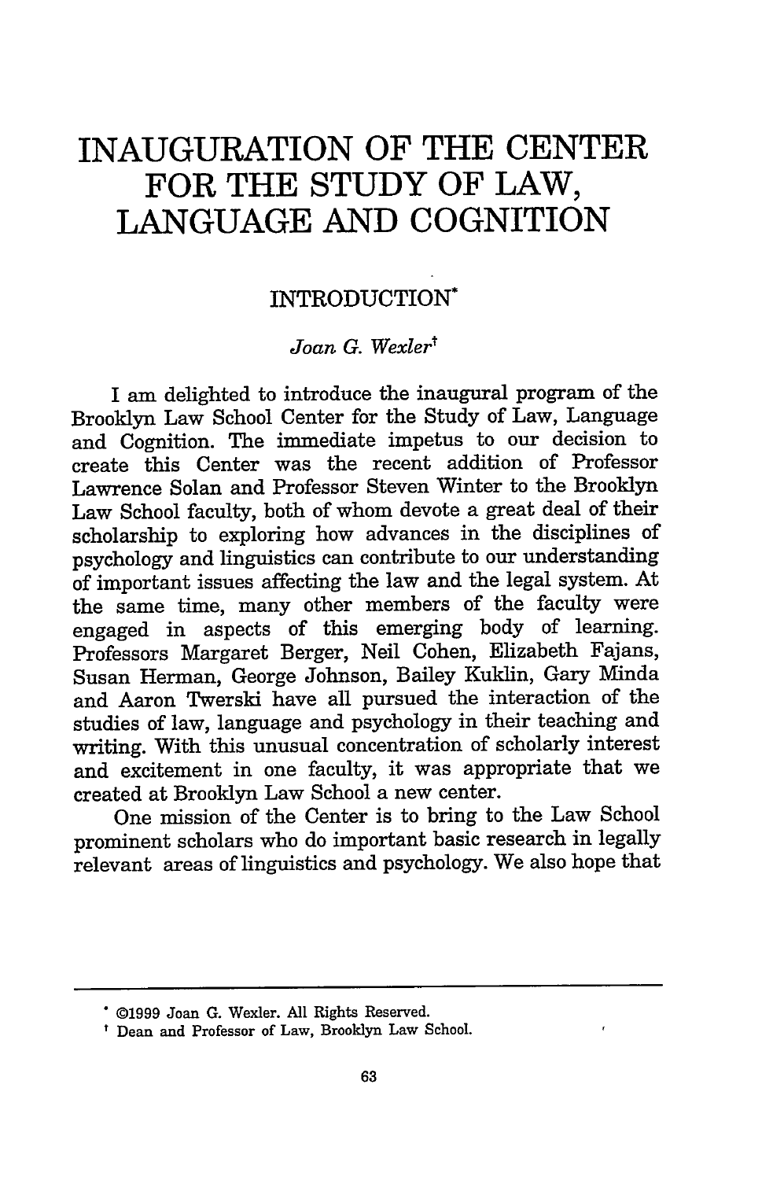# INAUGURATION OF THE CENTER FOR THE STUDY OF LAW, LANGUAGE AND COGNITION

## INTRODUCTION*

*Joan G. Wexler*†

I am delighted to introduce the inaugural program of the Brooklyn Law School Center for the Study of Law, Language and Cognition. The immediate impetus to our decision to create this Center was the recent addition of Professor Lawrence Solan and Professor Steven Winter to the Brooklyn Law School faculty, both of whom devote a great deal of their scholarship to exploring how advances in the disciplines of psychology and linguistics can contribute to our understanding of important issues affecting the law and the legal system. At the same time, many other members of the faculty were engaged in aspects of this emerging body of learning. Professors Margaret Berger, Neil Cohen, Elizabeth Fajans, Susan Herman, George Johnson, Bailey Kuklin, Gary Minda and Aaron Twerski have all pursued the interaction of the studies of law, language and psychology in their teaching and writing. With this unusual concentration of scholarly interest and excitement in one faculty, it was appropriate that we created at Brooklyn Law School a new center.

One mission of the Center is to bring to the Law School prominent scholars who do important basic research in legally relevant areas of linguistics and psychology. We also hope that

---

\* ©1999 Joan G. Wexler. All Rights Reserved.

† Dean and Professor of Law, Brooklyn Law School.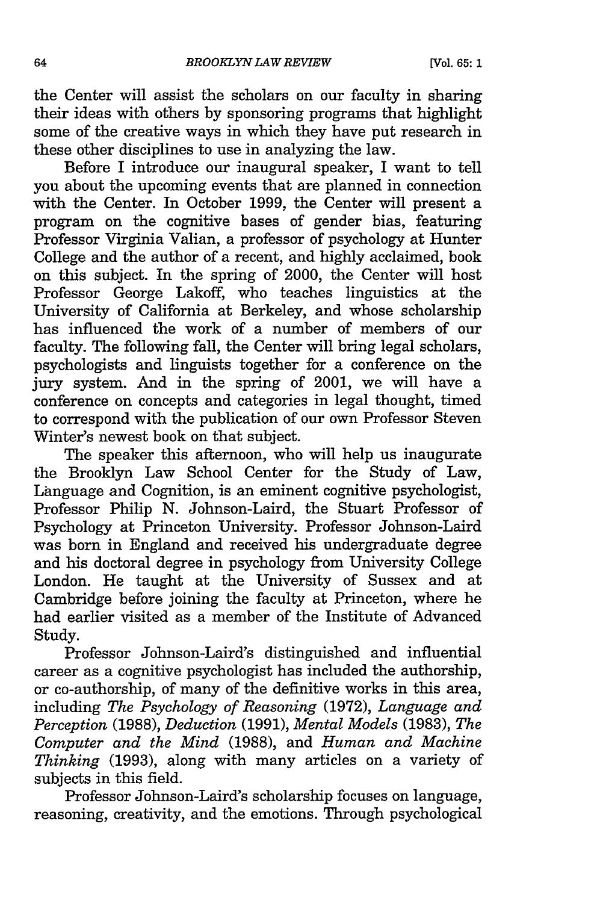the Center will assist the scholars on our faculty in sharing their ideas with others by sponsoring programs that highlight some of the creative ways in which they have put research in these other disciplines to use in analyzing the law.

Before I introduce our inaugural speaker, I want to tell you about the upcoming events that are planned in connection with the Center. In October 1999, the Center will present a program on the cognitive bases of gender bias, featuring Professor Virginia Valian, a professor of psychology at Hunter College and the author of a recent, and highly acclaimed, book on this subject. In the spring of 2000, the Center will host Professor George Lakoff, who teaches linguistics at the University of California at Berkeley, and whose scholarship has influenced the work of a number of members of our faculty. The following fall, the Center will bring legal scholars, psychologists and linguists together for a conference on the jury system. And in the spring of 2001, we will have a conference on concepts and categories in legal thought, timed to correspond with the publication of our own Professor Steven Winter's newest book on that subject.

The speaker this afternoon, who will help us inaugurate the Brooklyn Law School Center for the Study of Law, Language and Cognition, is an eminent cognitive psychologist, Professor Philip N. Johnson-Laird, the Stuart Professor of Psychology at Princeton University. Professor Johnson-Laird was born in England and received his undergraduate degree and his doctoral degree in psychology from University College London. He taught at the University of Sussex and at Cambridge before joining the faculty at Princeton, where he had earlier visited as a member of the Institute of Advanced Study.

Professor Johnson-Laird's distinguished and influential career as a cognitive psychologist has included the authorship, or co-authorship, of many of the definitive works in this area, including *The Psychology of Reasoning* (1972), *Language and Perception* (1988), *Deduction* (1991), *Mental Models* (1983), *The Computer and the Mind* (1988), and *Human and Machine Thinking* (1993), along with many articles on a variety of subjects in this field.

Professor Johnson-Laird's scholarship focuses on language, reasoning, creativity, and the emotions. Through psychological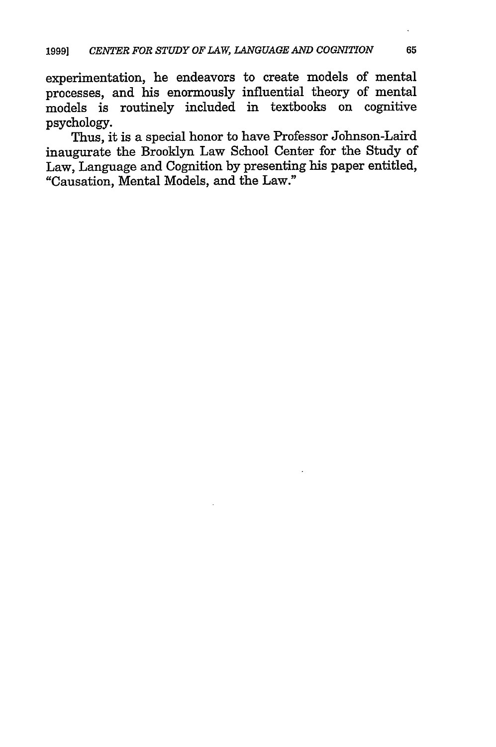experimentation, he endeavors to create models of mental processes, and his enormously influential theory of mental models is routinely included in textbooks on cognitive psychology.

Thus, it is a special honor to have Professor Johnson-Laird inaugurate the Brooklyn Law School Center for the Study of Law, Language and Cognition by presenting his paper entitled, "Causation, Mental Models, and the Law."